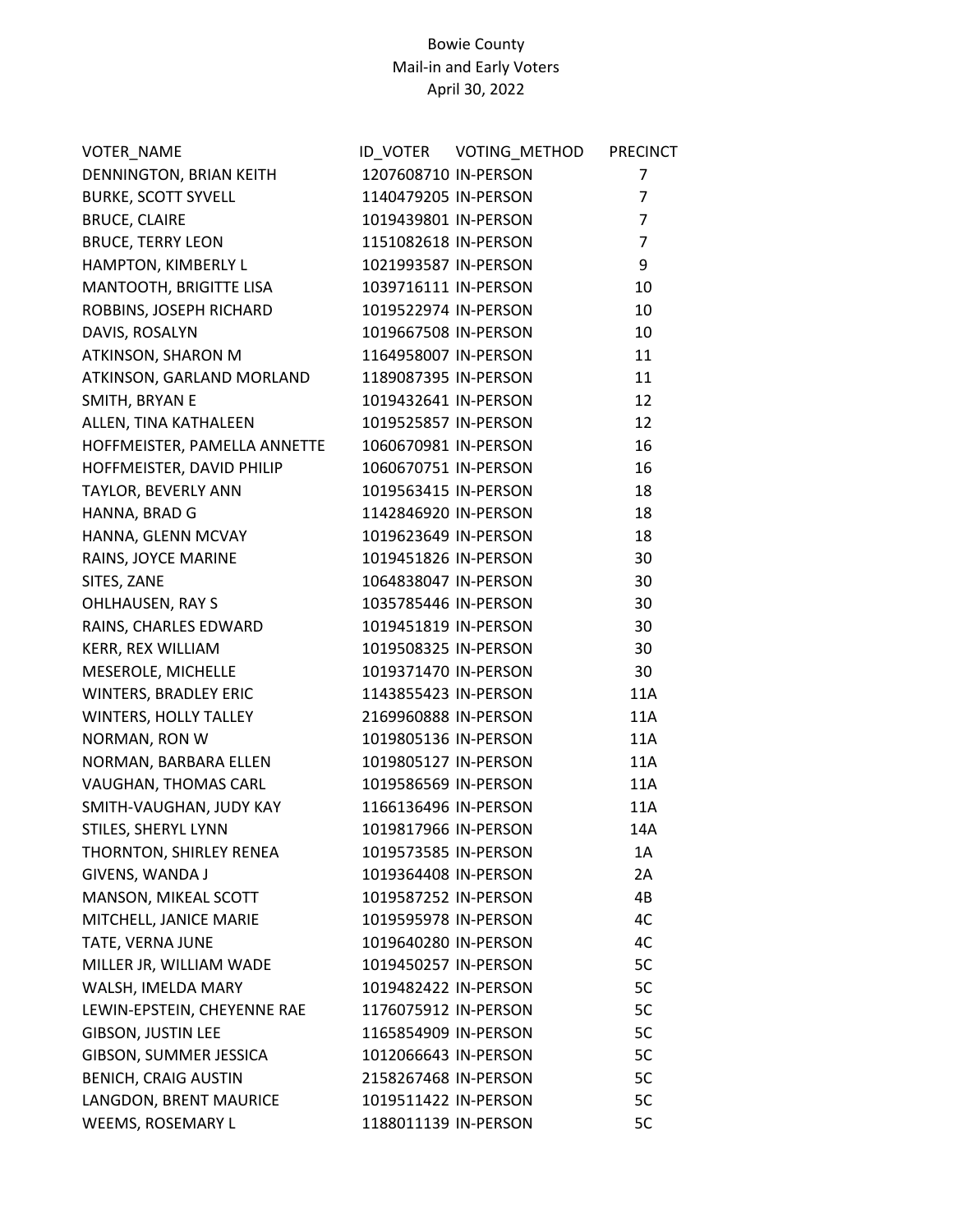Bowie County
Mail-in and Early Voters
April 30, 2022

| VOTER_NAME | ID_VOTER | VOTING_METHOD | PRECINCT |
|---|---|---|---|
| DENNINGTON, BRIAN KEITH | 1207608710 | IN-PERSON | 7 |
| BURKE, SCOTT SYVELL | 1140479205 | IN-PERSON | 7 |
| BRUCE, CLAIRE | 1019439801 | IN-PERSON | 7 |
| BRUCE, TERRY LEON | 1151082618 | IN-PERSON | 7 |
| HAMPTON, KIMBERLY L | 1021993587 | IN-PERSON | 9 |
| MANTOOTH, BRIGITTE LISA | 1039716111 | IN-PERSON | 10 |
| ROBBINS, JOSEPH RICHARD | 1019522974 | IN-PERSON | 10 |
| DAVIS, ROSALYN | 1019667508 | IN-PERSON | 10 |
| ATKINSON, SHARON M | 1164958007 | IN-PERSON | 11 |
| ATKINSON, GARLAND MORLAND | 1189087395 | IN-PERSON | 11 |
| SMITH, BRYAN E | 1019432641 | IN-PERSON | 12 |
| ALLEN, TINA KATHALEEN | 1019525857 | IN-PERSON | 12 |
| HOFFMEISTER, PAMELLA ANNETTE | 1060670981 | IN-PERSON | 16 |
| HOFFMEISTER, DAVID PHILIP | 1060670751 | IN-PERSON | 16 |
| TAYLOR, BEVERLY ANN | 1019563415 | IN-PERSON | 18 |
| HANNA, BRAD G | 1142846920 | IN-PERSON | 18 |
| HANNA, GLENN MCVAY | 1019623649 | IN-PERSON | 18 |
| RAINS, JOYCE MARINE | 1019451826 | IN-PERSON | 30 |
| SITES, ZANE | 1064838047 | IN-PERSON | 30 |
| OHLHAUSEN, RAY S | 1035785446 | IN-PERSON | 30 |
| RAINS, CHARLES EDWARD | 1019451819 | IN-PERSON | 30 |
| KERR, REX WILLIAM | 1019508325 | IN-PERSON | 30 |
| MESEROLE, MICHELLE | 1019371470 | IN-PERSON | 30 |
| WINTERS, BRADLEY ERIC | 1143855423 | IN-PERSON | 11A |
| WINTERS, HOLLY TALLEY | 2169960888 | IN-PERSON | 11A |
| NORMAN, RON W | 1019805136 | IN-PERSON | 11A |
| NORMAN, BARBARA ELLEN | 1019805127 | IN-PERSON | 11A |
| VAUGHAN, THOMAS CARL | 1019586569 | IN-PERSON | 11A |
| SMITH-VAUGHAN, JUDY KAY | 1166136496 | IN-PERSON | 11A |
| STILES, SHERYL LYNN | 1019817966 | IN-PERSON | 14A |
| THORNTON, SHIRLEY RENEA | 1019573585 | IN-PERSON | 1A |
| GIVENS, WANDA J | 1019364408 | IN-PERSON | 2A |
| MANSON, MIKEAL SCOTT | 1019587252 | IN-PERSON | 4B |
| MITCHELL, JANICE MARIE | 1019595978 | IN-PERSON | 4C |
| TATE, VERNA JUNE | 1019640280 | IN-PERSON | 4C |
| MILLER JR, WILLIAM WADE | 1019450257 | IN-PERSON | 5C |
| WALSH, IMELDA MARY | 1019482422 | IN-PERSON | 5C |
| LEWIN-EPSTEIN, CHEYENNE RAE | 1176075912 | IN-PERSON | 5C |
| GIBSON, JUSTIN LEE | 1165854909 | IN-PERSON | 5C |
| GIBSON, SUMMER JESSICA | 1012066643 | IN-PERSON | 5C |
| BENICH, CRAIG AUSTIN | 2158267468 | IN-PERSON | 5C |
| LANGDON, BRENT MAURICE | 1019511422 | IN-PERSON | 5C |
| WEEMS, ROSEMARY L | 1188011139 | IN-PERSON | 5C |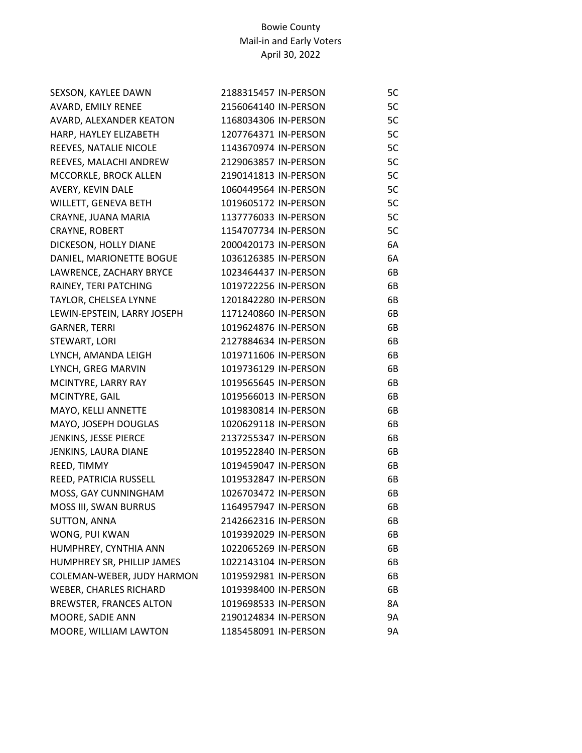Bowie County
Mail-in and Early Voters
April 30, 2022

| | | | |
|---|---|---|---|
| SEXSON, KAYLEE DAWN | 2188315457 | IN-PERSON | 5C |
| AVARD, EMILY RENEE | 2156064140 | IN-PERSON | 5C |
| AVARD, ALEXANDER KEATON | 1168034306 | IN-PERSON | 5C |
| HARP, HAYLEY ELIZABETH | 1207764371 | IN-PERSON | 5C |
| REEVES, NATALIE NICOLE | 1143670974 | IN-PERSON | 5C |
| REEVES, MALACHI ANDREW | 2129063857 | IN-PERSON | 5C |
| MCCORKLE, BROCK ALLEN | 2190141813 | IN-PERSON | 5C |
| AVERY, KEVIN DALE | 1060449564 | IN-PERSON | 5C |
| WILLETT, GENEVA BETH | 1019605172 | IN-PERSON | 5C |
| CRAYNE, JUANA MARIA | 1137776033 | IN-PERSON | 5C |
| CRAYNE, ROBERT | 1154707734 | IN-PERSON | 5C |
| DICKESON, HOLLY DIANE | 2000420173 | IN-PERSON | 6A |
| DANIEL, MARIONETTE BOGUE | 1036126385 | IN-PERSON | 6A |
| LAWRENCE, ZACHARY BRYCE | 1023464437 | IN-PERSON | 6B |
| RAINEY, TERI PATCHING | 1019722256 | IN-PERSON | 6B |
| TAYLOR, CHELSEA LYNNE | 1201842280 | IN-PERSON | 6B |
| LEWIN-EPSTEIN, LARRY JOSEPH | 1171240860 | IN-PERSON | 6B |
| GARNER, TERRI | 1019624876 | IN-PERSON | 6B |
| STEWART, LORI | 2127884634 | IN-PERSON | 6B |
| LYNCH, AMANDA LEIGH | 1019711606 | IN-PERSON | 6B |
| LYNCH, GREG MARVIN | 1019736129 | IN-PERSON | 6B |
| MCINTYRE, LARRY RAY | 1019565645 | IN-PERSON | 6B |
| MCINTYRE, GAIL | 1019566013 | IN-PERSON | 6B |
| MAYO, KELLI ANNETTE | 1019830814 | IN-PERSON | 6B |
| MAYO, JOSEPH DOUGLAS | 1020629118 | IN-PERSON | 6B |
| JENKINS, JESSE PIERCE | 2137255347 | IN-PERSON | 6B |
| JENKINS, LAURA DIANE | 1019522840 | IN-PERSON | 6B |
| REED, TIMMY | 1019459047 | IN-PERSON | 6B |
| REED, PATRICIA RUSSELL | 1019532847 | IN-PERSON | 6B |
| MOSS, GAY CUNNINGHAM | 1026703472 | IN-PERSON | 6B |
| MOSS III, SWAN BURRUS | 1164957947 | IN-PERSON | 6B |
| SUTTON, ANNA | 2142662316 | IN-PERSON | 6B |
| WONG, PUI KWAN | 1019392029 | IN-PERSON | 6B |
| HUMPHREY, CYNTHIA ANN | 1022065269 | IN-PERSON | 6B |
| HUMPHREY SR, PHILLIP JAMES | 1022143104 | IN-PERSON | 6B |
| COLEMAN-WEBER, JUDY HARMON | 1019592981 | IN-PERSON | 6B |
| WEBER, CHARLES RICHARD | 1019398400 | IN-PERSON | 6B |
| BREWSTER, FRANCES ALTON | 1019698533 | IN-PERSON | 8A |
| MOORE, SADIE ANN | 2190124834 | IN-PERSON | 9A |
| MOORE, WILLIAM LAWTON | 1185458091 | IN-PERSON | 9A |